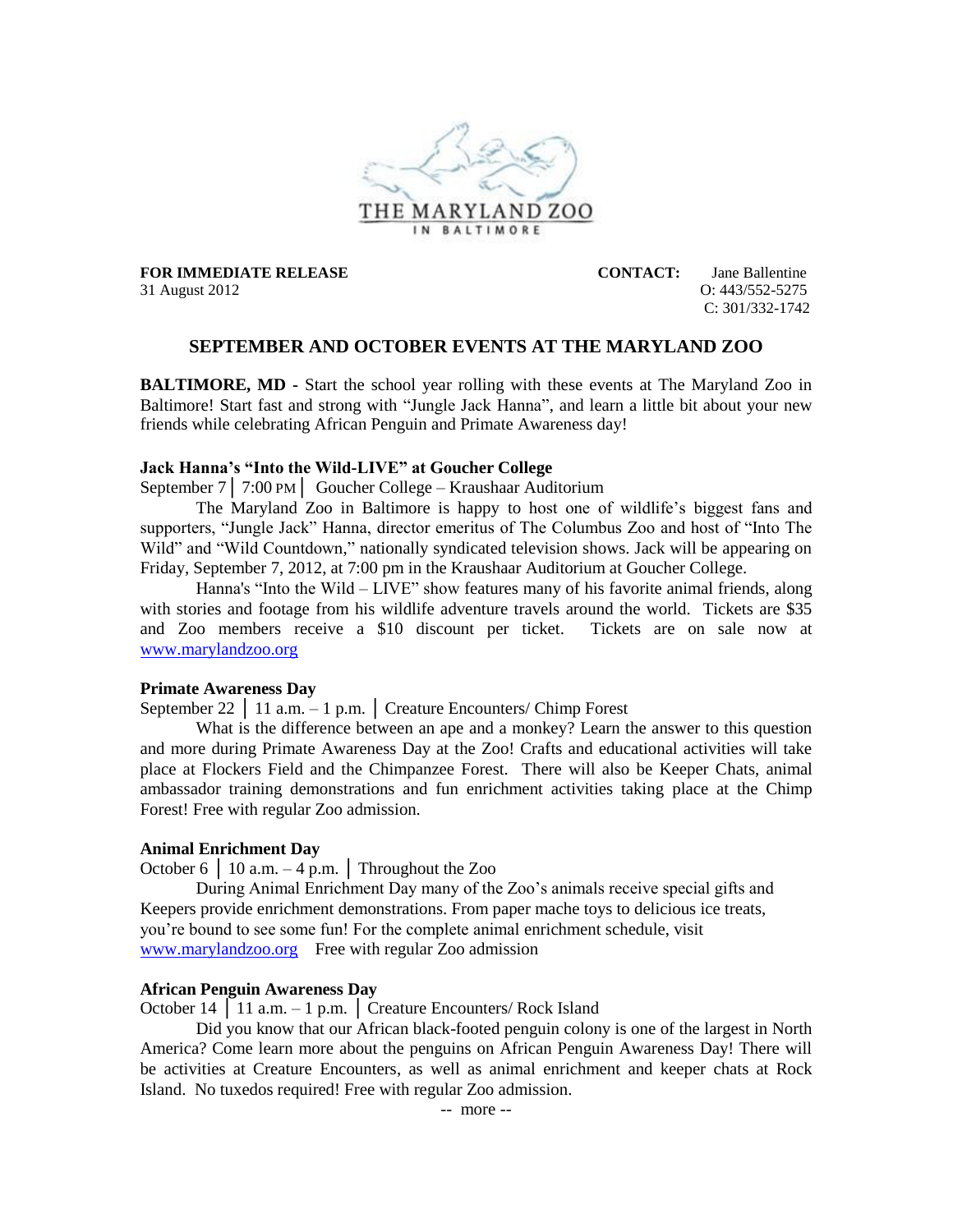THE MARYLAND ZOO
IN BALTIMORE

**FOR IMMEDIATE RELEASE**
31 August 2012

**CONTACT:** Jane Ballentine
O: 443/552-5275
C: 301/332-1742

## SEPTEMBER AND OCTOBER EVENTS AT THE MARYLAND ZOO

**BALTIMORE, MD -** Start the school year rolling with these events at The Maryland Zoo in Baltimore! Start fast and strong with "Jungle Jack Hanna", and learn a little bit about your new friends while celebrating African Penguin and Primate Awareness day!

### Jack Hanna's "Into the Wild-LIVE" at Goucher College

September 7 │ 7:00 PM │ Goucher College – Kraushaar Auditorium

The Maryland Zoo in Baltimore is happy to host one of wildlife's biggest fans and supporters, "Jungle Jack" Hanna, director emeritus of The Columbus Zoo and host of "Into The Wild" and "Wild Countdown," nationally syndicated television shows. Jack will be appearing on Friday, September 7, 2012, at 7:00 pm in the Kraushaar Auditorium at Goucher College.

Hanna's "Into the Wild – LIVE" show features many of his favorite animal friends, along with stories and footage from his wildlife adventure travels around the world. Tickets are $35 and Zoo members receive a $10 discount per ticket. Tickets are on sale now at www.marylandzoo.org

### Primate Awareness Day

September 22 │ 11 a.m. – 1 p.m. │ Creature Encounters/ Chimp Forest

What is the difference between an ape and a monkey? Learn the answer to this question and more during Primate Awareness Day at the Zoo! Crafts and educational activities will take place at Flockers Field and the Chimpanzee Forest. There will also be Keeper Chats, animal ambassador training demonstrations and fun enrichment activities taking place at the Chimp Forest! Free with regular Zoo admission.

### Animal Enrichment Day

October 6 │ 10 a.m. – 4 p.m. │ Throughout the Zoo

During Animal Enrichment Day many of the Zoo's animals receive special gifts and Keepers provide enrichment demonstrations. From paper mache toys to delicious ice treats, you're bound to see some fun! For the complete animal enrichment schedule, visit www.marylandzoo.org Free with regular Zoo admission

### African Penguin Awareness Day

October 14 │ 11 a.m. – 1 p.m. │ Creature Encounters/ Rock Island

Did you know that our African black-footed penguin colony is one of the largest in North America? Come learn more about the penguins on African Penguin Awareness Day! There will be activities at Creature Encounters, as well as animal enrichment and keeper chats at Rock Island. No tuxedos required! Free with regular Zoo admission.

-- more --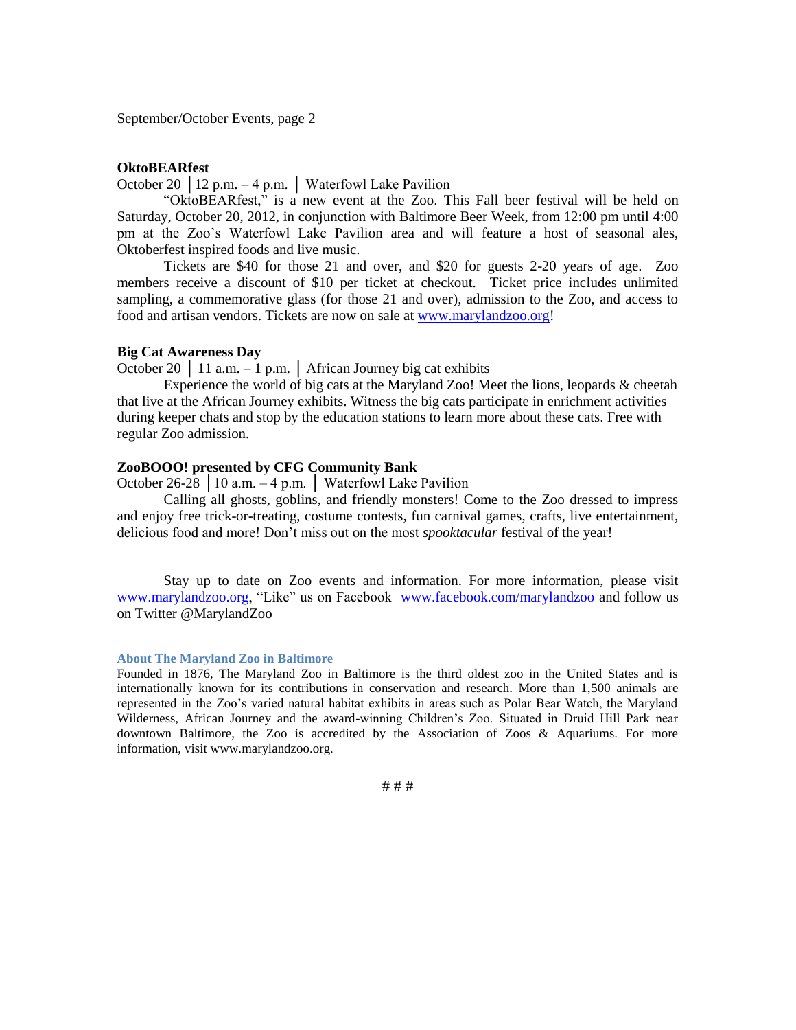September/October Events, page 2

**OktoBEARfest**

October 20 │12 p.m. – 4 p.m. │ Waterfowl Lake Pavilion

"OktoBEARfest," is a new event at the Zoo. This Fall beer festival will be held on Saturday, October 20, 2012, in conjunction with Baltimore Beer Week, from 12:00 pm until 4:00 pm at the Zoo's Waterfowl Lake Pavilion area and will feature a host of seasonal ales, Oktoberfest inspired foods and live music.

Tickets are $40 for those 21 and over, and $20 for guests 2-20 years of age. Zoo members receive a discount of $10 per ticket at checkout. Ticket price includes unlimited sampling, a commemorative glass (for those 21 and over), admission to the Zoo, and access to food and artisan vendors. Tickets are now on sale at [www.marylandzoo.org](http://www.marylandzoo.org)!

**Big Cat Awareness Day**

October 20 │ 11 a.m. – 1 p.m. │ African Journey big cat exhibits

Experience the world of big cats at the Maryland Zoo! Meet the lions, leopards & cheetah that live at the African Journey exhibits. Witness the big cats participate in enrichment activities during keeper chats and stop by the education stations to learn more about these cats. Free with regular Zoo admission.

**ZooBOOO! presented by CFG Community Bank**

October 26-28 │10 a.m. – 4 p.m. │ Waterfowl Lake Pavilion

Calling all ghosts, goblins, and friendly monsters! Come to the Zoo dressed to impress and enjoy free trick-or-treating, costume contests, fun carnival games, crafts, live entertainment, delicious food and more! Don't miss out on the most *spooktacular* festival of the year!

Stay up to date on Zoo events and information. For more information, please visit [www.marylandzoo.org](http://www.marylandzoo.org), "Like" us on Facebook [www.facebook.com/marylandzoo](http://www.facebook.com/marylandzoo) and follow us on Twitter @MarylandZoo

**About The Maryland Zoo in Baltimore**

Founded in 1876, The Maryland Zoo in Baltimore is the third oldest zoo in the United States and is internationally known for its contributions in conservation and research. More than 1,500 animals are represented in the Zoo's varied natural habitat exhibits in areas such as Polar Bear Watch, the Maryland Wilderness, African Journey and the award-winning Children's Zoo. Situated in Druid Hill Park near downtown Baltimore, the Zoo is accredited by the Association of Zoos & Aquariums. For more information, visit www.marylandzoo.org.

# # #